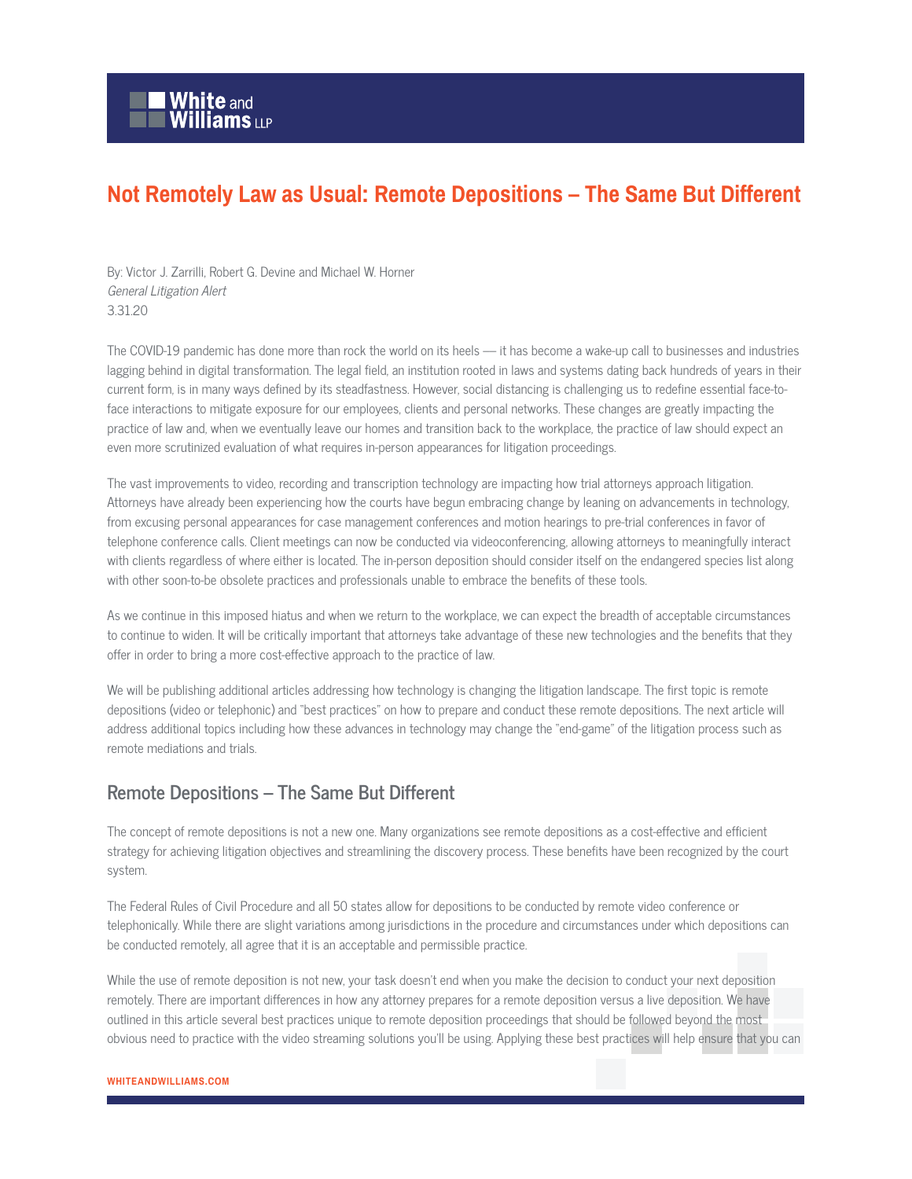# Not Remotely Law as Usual: Remote Depositions – The Same But Different

By: Victor J. Zarrilli, Robert G. Devine and Michael W. Horner
*General Litigation Alert*
3.31.20

The COVID-19 pandemic has done more than rock the world on its heels — it has become a wake-up call to businesses and industries lagging behind in digital transformation. The legal field, an institution rooted in laws and systems dating back hundreds of years in their current form, is in many ways defined by its steadfastness. However, social distancing is challenging us to redefine essential face-to-face interactions to mitigate exposure for our employees, clients and personal networks. These changes are greatly impacting the practice of law and, when we eventually leave our homes and transition back to the workplace, the practice of law should expect an even more scrutinized evaluation of what requires in-person appearances for litigation proceedings.

The vast improvements to video, recording and transcription technology are impacting how trial attorneys approach litigation. Attorneys have already been experiencing how the courts have begun embracing change by leaning on advancements in technology, from excusing personal appearances for case management conferences and motion hearings to pre-trial conferences in favor of telephone conference calls. Client meetings can now be conducted via videoconferencing, allowing attorneys to meaningfully interact with clients regardless of where either is located. The in-person deposition should consider itself on the endangered species list along with other soon-to-be obsolete practices and professionals unable to embrace the benefits of these tools.

As we continue in this imposed hiatus and when we return to the workplace, we can expect the breadth of acceptable circumstances to continue to widen. It will be critically important that attorneys take advantage of these new technologies and the benefits that they offer in order to bring a more cost-effective approach to the practice of law.

We will be publishing additional articles addressing how technology is changing the litigation landscape. The first topic is remote depositions (video or telephonic) and "best practices" on how to prepare and conduct these remote depositions. The next article will address additional topics including how these advances in technology may change the "end-game" of the litigation process such as remote mediations and trials.

## Remote Depositions – The Same But Different

The concept of remote depositions is not a new one. Many organizations see remote depositions as a cost-effective and efficient strategy for achieving litigation objectives and streamlining the discovery process. These benefits have been recognized by the court system.

The Federal Rules of Civil Procedure and all 50 states allow for depositions to be conducted by remote video conference or telephonically. While there are slight variations among jurisdictions in the procedure and circumstances under which depositions can be conducted remotely, all agree that it is an acceptable and permissible practice.

While the use of remote deposition is not new, your task doesn't end when you make the decision to conduct your next deposition remotely. There are important differences in how any attorney prepares for a remote deposition versus a live deposition. We have outlined in this article several best practices unique to remote deposition proceedings that should be followed beyond the most obvious need to practice with the video streaming solutions you'll be using. Applying these best practices will help ensure that you can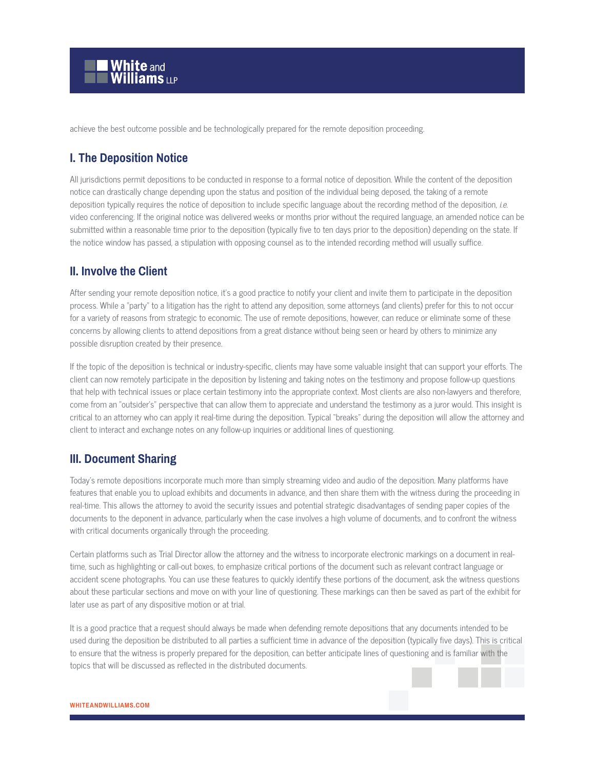achieve the best outcome possible and be technologically prepared for the remote deposition proceeding.

## I. The Deposition Notice

All jurisdictions permit depositions to be conducted in response to a formal notice of deposition. While the content of the deposition notice can drastically change depending upon the status and position of the individual being deposed, the taking of a remote deposition typically requires the notice of deposition to include specific language about the recording method of the deposition, *i.e.* video conferencing. If the original notice was delivered weeks or months prior without the required language, an amended notice can be submitted within a reasonable time prior to the deposition (typically five to ten days prior to the deposition) depending on the state. If the notice window has passed, a stipulation with opposing counsel as to the intended recording method will usually suffice.

## II. Involve the Client

After sending your remote deposition notice, it's a good practice to notify your client and invite them to participate in the deposition process. While a "party" to a litigation has the right to attend any deposition, some attorneys (and clients) prefer for this to not occur for a variety of reasons from strategic to economic. The use of remote depositions, however, can reduce or eliminate some of these concerns by allowing clients to attend depositions from a great distance without being seen or heard by others to minimize any possible disruption created by their presence.

If the topic of the deposition is technical or industry-specific, clients may have some valuable insight that can support your efforts. The client can now remotely participate in the deposition by listening and taking notes on the testimony and propose follow-up questions that help with technical issues or place certain testimony into the appropriate context. Most clients are also non-lawyers and therefore, come from an "outsider's" perspective that can allow them to appreciate and understand the testimony as a juror would. This insight is critical to an attorney who can apply it real-time during the deposition. Typical "breaks" during the deposition will allow the attorney and client to interact and exchange notes on any follow-up inquiries or additional lines of questioning.

## III. Document Sharing

Today's remote depositions incorporate much more than simply streaming video and audio of the deposition. Many platforms have features that enable you to upload exhibits and documents in advance, and then share them with the witness during the proceeding in real-time. This allows the attorney to avoid the security issues and potential strategic disadvantages of sending paper copies of the documents to the deponent in advance, particularly when the case involves a high volume of documents, and to confront the witness with critical documents organically through the proceeding.

Certain platforms such as Trial Director allow the attorney and the witness to incorporate electronic markings on a document in real-time, such as highlighting or call-out boxes, to emphasize critical portions of the document such as relevant contract language or accident scene photographs. You can use these features to quickly identify these portions of the document, ask the witness questions about these particular sections and move on with your line of questioning. These markings can then be saved as part of the exhibit for later use as part of any dispositive motion or at trial.

It is a good practice that a request should always be made when defending remote depositions that any documents intended to be used during the deposition be distributed to all parties a sufficient time in advance of the deposition (typically five days). This is critical to ensure that the witness is properly prepared for the deposition, can better anticipate lines of questioning and is familiar with the topics that will be discussed as reflected in the distributed documents.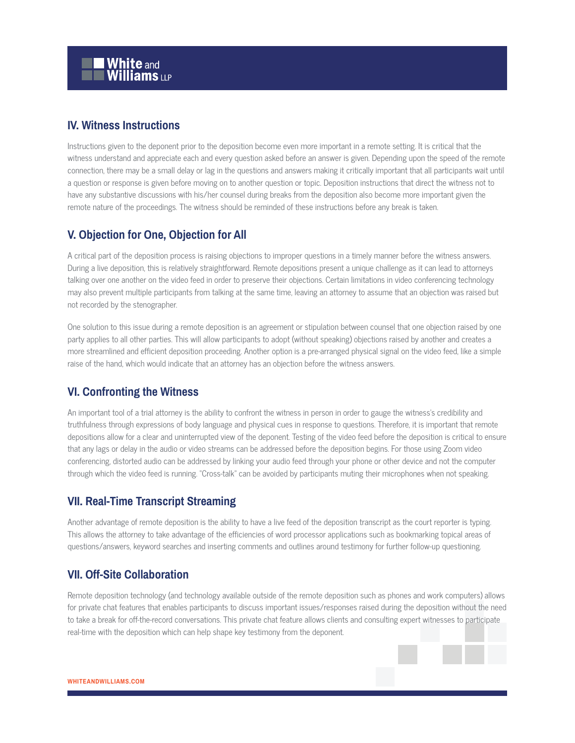## IV. Witness Instructions

Instructions given to the deponent prior to the deposition become even more important in a remote setting. It is critical that the witness understand and appreciate each and every question asked before an answer is given. Depending upon the speed of the remote connection, there may be a small delay or lag in the questions and answers making it critically important that all participants wait until a question or response is given before moving on to another question or topic. Deposition instructions that direct the witness not to have any substantive discussions with his/her counsel during breaks from the deposition also become more important given the remote nature of the proceedings. The witness should be reminded of these instructions before any break is taken.

## V. Objection for One, Objection for All

A critical part of the deposition process is raising objections to improper questions in a timely manner before the witness answers. During a live deposition, this is relatively straightforward. Remote depositions present a unique challenge as it can lead to attorneys talking over one another on the video feed in order to preserve their objections. Certain limitations in video conferencing technology may also prevent multiple participants from talking at the same time, leaving an attorney to assume that an objection was raised but not recorded by the stenographer.

One solution to this issue during a remote deposition is an agreement or stipulation between counsel that one objection raised by one party applies to all other parties. This will allow participants to adopt (without speaking) objections raised by another and creates a more streamlined and efficient deposition proceeding. Another option is a pre-arranged physical signal on the video feed, like a simple raise of the hand, which would indicate that an attorney has an objection before the witness answers.

## VI. Confronting the Witness

An important tool of a trial attorney is the ability to confront the witness in person in order to gauge the witness's credibility and truthfulness through expressions of body language and physical cues in response to questions. Therefore, it is important that remote depositions allow for a clear and uninterrupted view of the deponent. Testing of the video feed before the deposition is critical to ensure that any lags or delay in the audio or video streams can be addressed before the deposition begins. For those using Zoom video conferencing, distorted audio can be addressed by linking your audio feed through your phone or other device and not the computer through which the video feed is running. "Cross-talk" can be avoided by participants muting their microphones when not speaking.

## VII. Real-Time Transcript Streaming

Another advantage of remote deposition is the ability to have a live feed of the deposition transcript as the court reporter is typing. This allows the attorney to take advantage of the efficiencies of word processor applications such as bookmarking topical areas of questions/answers, keyword searches and inserting comments and outlines around testimony for further follow-up questioning.

## VII. Off-Site Collaboration

Remote deposition technology (and technology available outside of the remote deposition such as phones and work computers) allows for private chat features that enables participants to discuss important issues/responses raised during the deposition without the need to take a break for off-the-record conversations. This private chat feature allows clients and consulting expert witnesses to participate real-time with the deposition which can help shape key testimony from the deponent.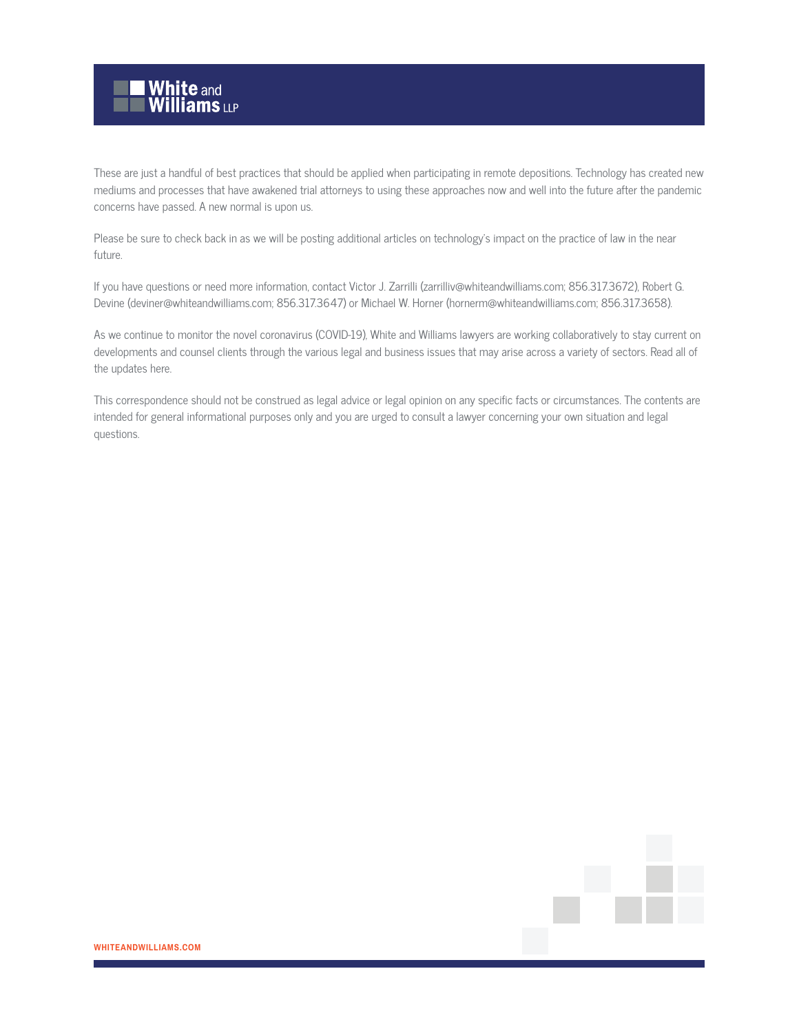These are just a handful of best practices that should be applied when participating in remote depositions. Technology has created new mediums and processes that have awakened trial attorneys to using these approaches now and well into the future after the pandemic concerns have passed. A new normal is upon us.

Please be sure to check back in as we will be posting additional articles on technology's impact on the practice of law in the near future.

If you have questions or need more information, contact Victor J. Zarrilli (zarrilliv@whiteandwilliams.com; 856.317.3672), Robert G. Devine (deviner@whiteandwilliams.com; 856.317.3647) or Michael W. Horner (hornerm@whiteandwilliams.com; 856.317.3658).

As we continue to monitor the novel coronavirus (COVID-19), White and Williams lawyers are working collaboratively to stay current on developments and counsel clients through the various legal and business issues that may arise across a variety of sectors. Read all of the updates here.

This correspondence should not be construed as legal advice or legal opinion on any specific facts or circumstances. The contents are intended for general informational purposes only and you are urged to consult a lawyer concerning your own situation and legal questions.